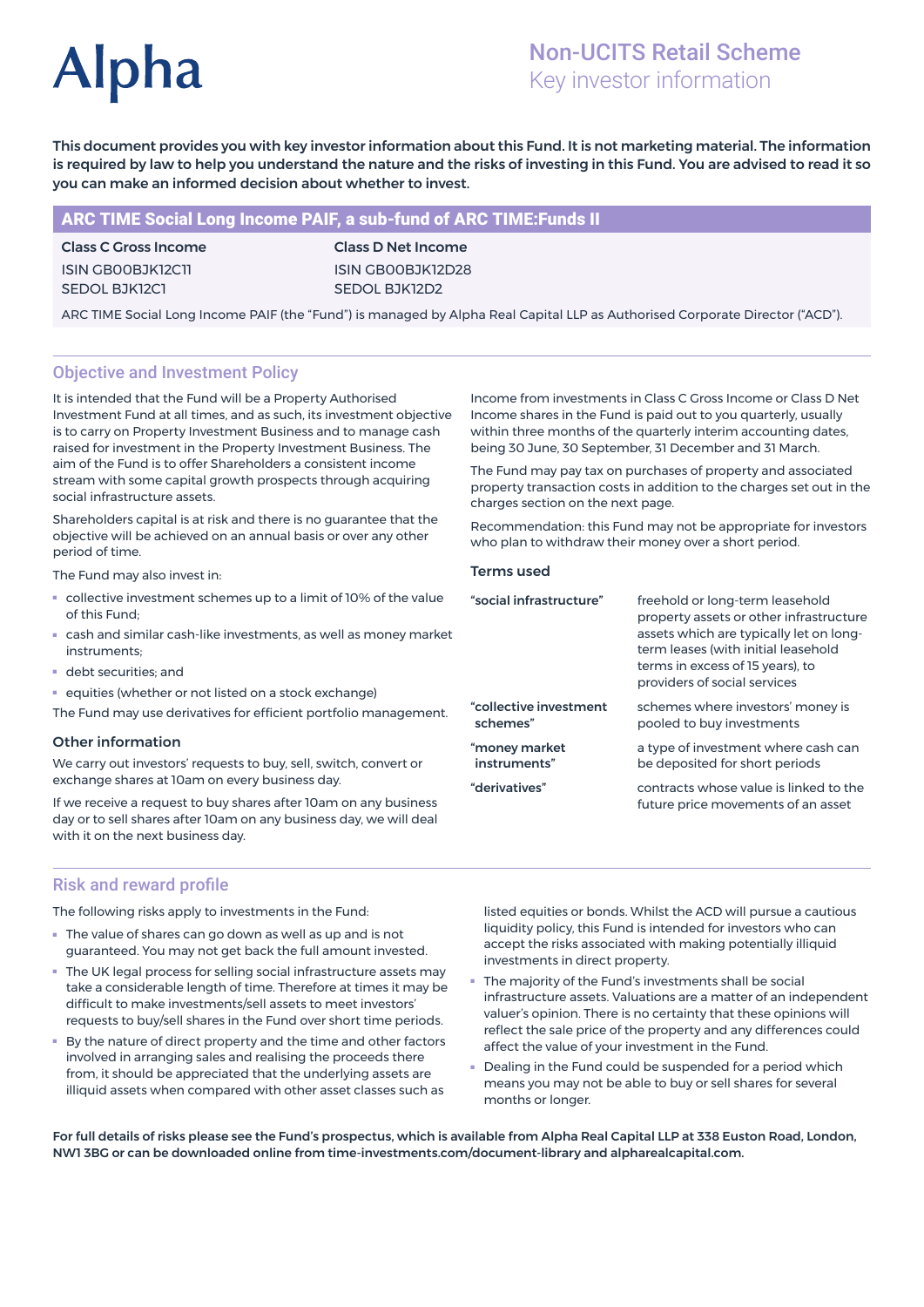# Alpha

## Non-UCITS Retail Scheme
Key investor information

**This document provides you with key investor information about this Fund. It is not marketing material. The information is required by law to help you understand the nature and the risks of investing in this Fund. You are advised to read it so you can make an informed decision about whether to invest.**

## ARC TIME Social Long Income PAIF, a sub-fund of ARC TIME:Funds II

| | |
|---|---|
| **Class C Gross Income** | **Class D Net Income** |
| ISIN GB00BJK12C11 | ISIN GB00BJK12D28 |
| SEDOL BJK12C1 | SEDOL BJK12D2 |

ARC TIME Social Long Income PAIF (the "Fund") is managed by Alpha Real Capital LLP as Authorised Corporate Director ("ACD").

## Objective and Investment Policy

It is intended that the Fund will be a Property Authorised Investment Fund at all times, and as such, its investment objective is to carry on Property Investment Business and to manage cash raised for investment in the Property Investment Business. The aim of the Fund is to offer Shareholders a consistent income stream with some capital growth prospects through acquiring social infrastructure assets.

Shareholders capital is at risk and there is no guarantee that the objective will be achieved on an annual basis or over any other period of time.

The Fund may also invest in:

- collective investment schemes up to a limit of 10% of the value of this Fund;
- cash and similar cash-like investments, as well as money market instruments;
- debt securities; and
- equities (whether or not listed on a stock exchange)

The Fund may use derivatives for efficient portfolio management.

### Other information

We carry out investors' requests to buy, sell, switch, convert or exchange shares at 10am on every business day.

If we receive a request to buy shares after 10am on any business day or to sell shares after 10am on any business day, we will deal with it on the next business day.

Income from investments in Class C Gross Income or Class D Net Income shares in the Fund is paid out to you quarterly, usually within three months of the quarterly interim accounting dates, being 30 June, 30 September, 31 December and 31 March.

The Fund may pay tax on purchases of property and associated property transaction costs in addition to the charges set out in the charges section on the next page.

Recommendation: this Fund may not be appropriate for investors who plan to withdraw their money over a short period.

### Terms used

| | |
|---|---|
| **"social infrastructure"** | freehold or long-term leasehold property assets or other infrastructure assets which are typically let on long-term leases (with initial leasehold terms in excess of 15 years), to providers of social services |
| **"collective investment schemes"** | schemes where investors' money is pooled to buy investments |
| **"money market instruments"** | a type of investment where cash can be deposited for short periods |
| **"derivatives"** | contracts whose value is linked to the future price movements of an asset |

## Risk and reward profile

The following risks apply to investments in the Fund:

- The value of shares can go down as well as up and is not guaranteed. You may not get back the full amount invested.
- The UK legal process for selling social infrastructure assets may take a considerable length of time. Therefore at times it may be difficult to make investments/sell assets to meet investors' requests to buy/sell shares in the Fund over short time periods.
- By the nature of direct property and the time and other factors involved in arranging sales and realising the proceeds there from, it should be appreciated that the underlying assets are illiquid assets when compared with other asset classes such as listed equities or bonds. Whilst the ACD will pursue a cautious liquidity policy, this Fund is intended for investors who can accept the risks associated with making potentially illiquid investments in direct property.
- The majority of the Fund's investments shall be social infrastructure assets. Valuations are a matter of an independent valuer's opinion. There is no certainty that these opinions will reflect the sale price of the property and any differences could affect the value of your investment in the Fund.
- Dealing in the Fund could be suspended for a period which means you may not be able to buy or sell shares for several months or longer.

**For full details of risks please see the Fund's prospectus, which is available from Alpha Real Capital LLP at 338 Euston Road, London, NW1 3BG or can be downloaded online from time-investments.com/document-library and alpharealcapital.com.**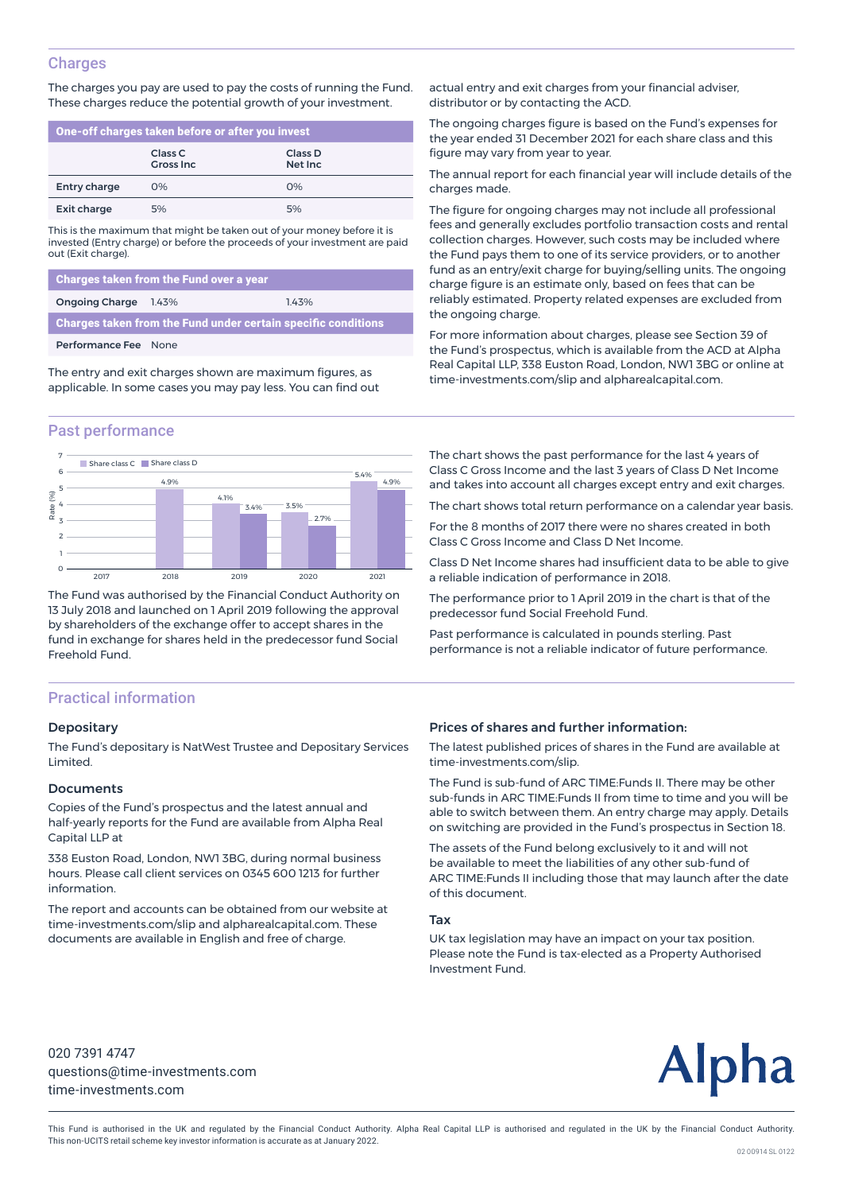## Charges

The charges you pay are used to pay the costs of running the Fund. These charges reduce the potential growth of your investment.

| One-off charges taken before or after you invest | | |
|---|---|---|
| | Class C Gross Inc | Class D Net Inc |
| **Entry charge** | 0% | 0% |
| **Exit charge** | 5% | 5% |

This is the maximum that might be taken out of your money before it is invested (Entry charge) or before the proceeds of your investment are paid out (Exit charge).

| Charges taken from the Fund over a year | | |
|---|---|---|
| **Ongoing Charge** | 1.43% | 1.43% |
| **Charges taken from the Fund under certain specific conditions** | | |
| **Performance Fee** | None | |

The entry and exit charges shown are maximum figures, as applicable. In some cases you may pay less. You can find out actual entry and exit charges from your financial adviser, distributor or by contacting the ACD.

The ongoing charges figure is based on the Fund's expenses for the year ended 31 December 2021 for each share class and this figure may vary from year to year.

The annual report for each financial year will include details of the charges made.

The figure for ongoing charges may not include all professional fees and generally excludes portfolio transaction costs and rental collection charges. However, such costs may be included where the Fund pays them to one of its service providers, or to another fund as an entry/exit charge for buying/selling units. The ongoing charge figure is an estimate only, based on fees that can be reliably estimated. Property related expenses are excluded from the ongoing charge.

For more information about charges, please see Section 39 of the Fund's prospectus, which is available from the ACD at Alpha Real Capital LLP, 338 Euston Road, London, NW1 3BG or online at time-investments.com/slip and alpharealcapital.com.

## Past performance

Share class C  Share class D

Rate (%)

7 6 5 4 3 2 1 0

4.9%  4.1%  3.4%  3.5%  2.7%  5.4%  4.9%

2017 2018 2019 2020 2021

The Fund was authorised by the Financial Conduct Authority on 13 July 2018 and launched on 1 April 2019 following the approval by shareholders of the exchange offer to accept shares in the fund in exchange for shares held in the predecessor fund Social Freehold Fund.

The chart shows the past performance for the last 4 years of Class C Gross Income and the last 3 years of Class D Net Income and takes into account all charges except entry and exit charges.

The chart shows total return performance on a calendar year basis.

For the 8 months of 2017 there were no shares created in both Class C Gross Income and Class D Net Income.

Class D Net Income shares had insufficient data to be able to give a reliable indication of performance in 2018.

The performance prior to 1 April 2019 in the chart is that of the predecessor fund Social Freehold Fund.

Past performance is calculated in pounds sterling. Past performance is not a reliable indicator of future performance.

## Practical information

### Depositary

The Fund's depositary is NatWest Trustee and Depositary Services Limited.

### Documents

Copies of the Fund's prospectus and the latest annual and half-yearly reports for the Fund are available from Alpha Real Capital LLP at

338 Euston Road, London, NW1 3BG, during normal business hours. Please call client services on 0345 600 1213 for further information.

The report and accounts can be obtained from our website at time-investments.com/slip and alpharealcapital.com. These documents are available in English and free of charge.

### Prices of shares and further information:

The latest published prices of shares in the Fund are available at time-investments.com/slip.

The Fund is sub-fund of ARC TIME:Funds II. There may be other sub-funds in ARC TIME:Funds II from time to time and you will be able to switch between them. An entry charge may apply. Details on switching are provided in the Fund's prospectus in Section 18.

The assets of the Fund belong exclusively to it and will not be available to meet the liabilities of any other sub-fund of ARC TIME:Funds II including those that may launch after the date of this document.

### Tax

UK tax legislation may have an impact on your tax position. Please note the Fund is tax-elected as a Property Authorised Investment Fund.

020 7391 4747
questions@time-investments.com
time-investments.com

Alpha

This Fund is authorised in the UK and regulated by the Financial Conduct Authority. Alpha Real Capital LLP is authorised and regulated in the UK by the Financial Conduct Authority. This non-UCITS retail scheme key investor information is accurate as at January 2022.

02 00914 SL 0122